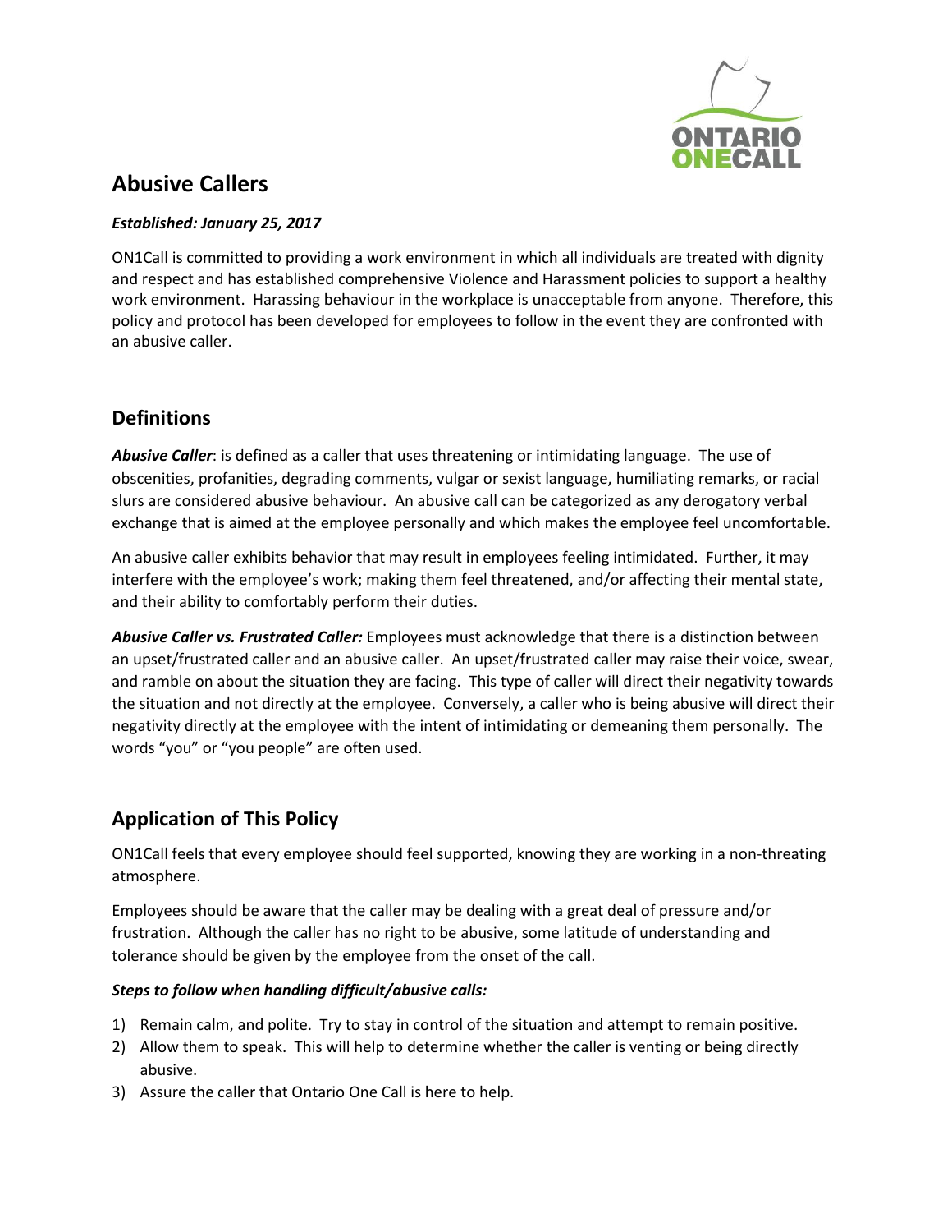# Abusive Callers

***Established: January 25, 2017***

ON1Call is committed to providing a work environment in which all individuals are treated with dignity and respect and has established comprehensive Violence and Harassment policies to support a healthy work environment. Harassing behaviour in the workplace is unacceptable from anyone. Therefore, this policy and protocol has been developed for employees to follow in the event they are confronted with an abusive caller.

## Definitions

***Abusive Caller***: is defined as a caller that uses threatening or intimidating language. The use of obscenities, profanities, degrading comments, vulgar or sexist language, humiliating remarks, or racial slurs are considered abusive behaviour. An abusive call can be categorized as any derogatory verbal exchange that is aimed at the employee personally and which makes the employee feel uncomfortable.

An abusive caller exhibits behavior that may result in employees feeling intimidated. Further, it may interfere with the employee's work; making them feel threatened, and/or affecting their mental state, and their ability to comfortably perform their duties.

***Abusive Caller vs. Frustrated Caller:*** Employees must acknowledge that there is a distinction between an upset/frustrated caller and an abusive caller. An upset/frustrated caller may raise their voice, swear, and ramble on about the situation they are facing. This type of caller will direct their negativity towards the situation and not directly at the employee. Conversely, a caller who is being abusive will direct their negativity directly at the employee with the intent of intimidating or demeaning them personally. The words "you" or "you people" are often used.

## Application of This Policy

ON1Call feels that every employee should feel supported, knowing they are working in a non-threating atmosphere.

Employees should be aware that the caller may be dealing with a great deal of pressure and/or frustration. Although the caller has no right to be abusive, some latitude of understanding and tolerance should be given by the employee from the onset of the call.

***Steps to follow when handling difficult/abusive calls:***

1) Remain calm, and polite. Try to stay in control of the situation and attempt to remain positive.
2) Allow them to speak. This will help to determine whether the caller is venting or being directly abusive.
3) Assure the caller that Ontario One Call is here to help.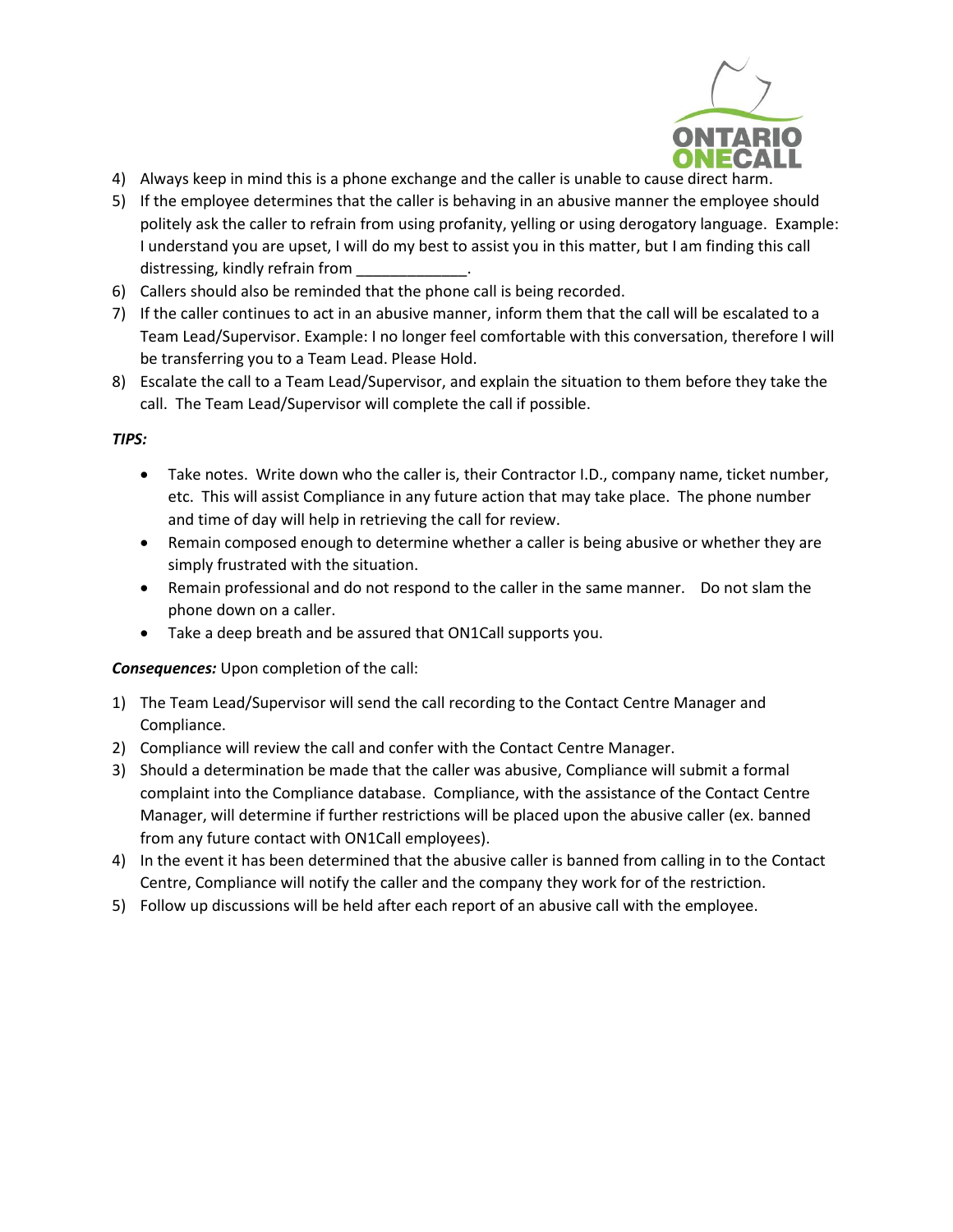4) Always keep in mind this is a phone exchange and the caller is unable to cause direct harm.
5) If the employee determines that the caller is behaving in an abusive manner the employee should politely ask the caller to refrain from using profanity, yelling or using derogatory language. Example: I understand you are upset, I will do my best to assist you in this matter, but I am finding this call distressing, kindly refrain from _____________.
6) Callers should also be reminded that the phone call is being recorded.
7) If the caller continues to act in an abusive manner, inform them that the call will be escalated to a Team Lead/Supervisor. Example: I no longer feel comfortable with this conversation, therefore I will be transferring you to a Team Lead. Please Hold.
8) Escalate the call to a Team Lead/Supervisor, and explain the situation to them before they take the call. The Team Lead/Supervisor will complete the call if possible.

***TIPS:***

- Take notes. Write down who the caller is, their Contractor I.D., company name, ticket number, etc. This will assist Compliance in any future action that may take place. The phone number and time of day will help in retrieving the call for review.
- Remain composed enough to determine whether a caller is being abusive or whether they are simply frustrated with the situation.
- Remain professional and do not respond to the caller in the same manner. Do not slam the phone down on a caller.
- Take a deep breath and be assured that ON1Call supports you.

***Consequences:*** Upon completion of the call:

1) The Team Lead/Supervisor will send the call recording to the Contact Centre Manager and Compliance.
2) Compliance will review the call and confer with the Contact Centre Manager.
3) Should a determination be made that the caller was abusive, Compliance will submit a formal complaint into the Compliance database. Compliance, with the assistance of the Contact Centre Manager, will determine if further restrictions will be placed upon the abusive caller (ex. banned from any future contact with ON1Call employees).
4) In the event it has been determined that the abusive caller is banned from calling in to the Contact Centre, Compliance will notify the caller and the company they work for of the restriction.
5) Follow up discussions will be held after each report of an abusive call with the employee.